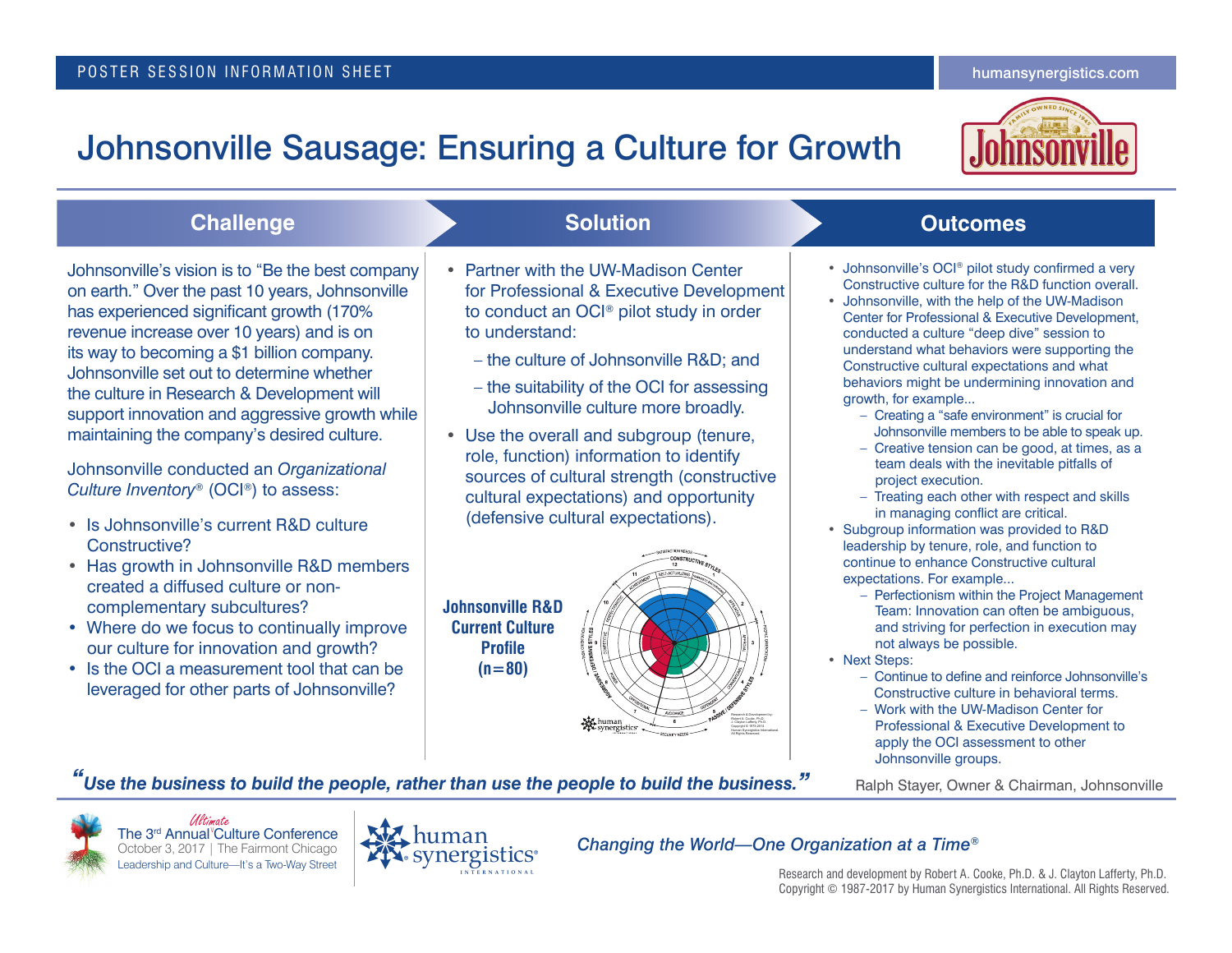POSTER SESSION INFORMATION SHEET

humansynergistics.com

# Johnsonville Sausage: Ensuring a Culture for Growth

## Challenge

Johnsonville's vision is to "Be the best company on earth." Over the past 10 years, Johnsonville has experienced significant growth (170% revenue increase over 10 years) and is on its way to becoming a $1 billion company. Johnsonville set out to determine whether the culture in Research & Development will support innovation and aggressive growth while maintaining the company's desired culture.

Johnsonville conducted an *Organizational Culture Inventory*® (OCI®) to assess:

- Is Johnsonville's current R&D culture Constructive?
- Has growth in Johnsonville R&D members created a diffused culture or non-complementary subcultures?
- Where do we focus to continually improve our culture for innovation and growth?
- Is the OCI a measurement tool that can be leveraged for other parts of Johnsonville?

## Solution

- Partner with the UW-Madison Center for Professional & Executive Development to conduct an OCI® pilot study in order to understand:
  - the culture of Johnsonville R&D; and
  - the suitability of the OCI for assessing Johnsonville culture more broadly.
- Use the overall and subgroup (tenure, role, function) information to identify sources of cultural strength (constructive cultural expectations) and opportunity (defensive cultural expectations).

**Johnsonville R&D Current Culture Profile (n=80)**

## Outcomes

- Johnsonville's OCI® pilot study confirmed a very Constructive culture for the R&D function overall.
- Johnsonville, with the help of the UW-Madison Center for Professional & Executive Development, conducted a culture "deep dive" session to understand what behaviors were supporting the Constructive cultural expectations and what behaviors might be undermining innovation and growth, for example...
  - Creating a "safe environment" is crucial for Johnsonville members to be able to speak up.
  - Creative tension can be good, at times, as a team deals with the inevitable pitfalls of project execution.
  - Treating each other with respect and skills in managing conflict are critical.
- Subgroup information was provided to R&D leadership by tenure, role, and function to continue to enhance Constructive cultural expectations. For example...
  - Perfectionism within the Project Management Team: Innovation can often be ambiguous, and striving for perfection in execution may not always be possible.
- Next Steps:
  - Continue to define and reinforce Johnsonville's Constructive culture in behavioral terms.
  - Work with the UW-Madison Center for Professional & Executive Development to apply the OCI assessment to other Johnsonville groups.

***"Use the business to build the people, rather than use the people to build the business."***

Ralph Stayer, Owner & Chairman, Johnsonville

The 3rd Annual Ultimate Culture Conference
October 3, 2017 | The Fairmont Chicago
Leadership and Culture—It's a Two-Way Street

*Changing the World—One Organization at a Time®*

Research and development by Robert A. Cooke, Ph.D. & J. Clayton Lafferty, Ph.D.
Copyright © 1987-2017 by Human Synergistics International. All Rights Reserved.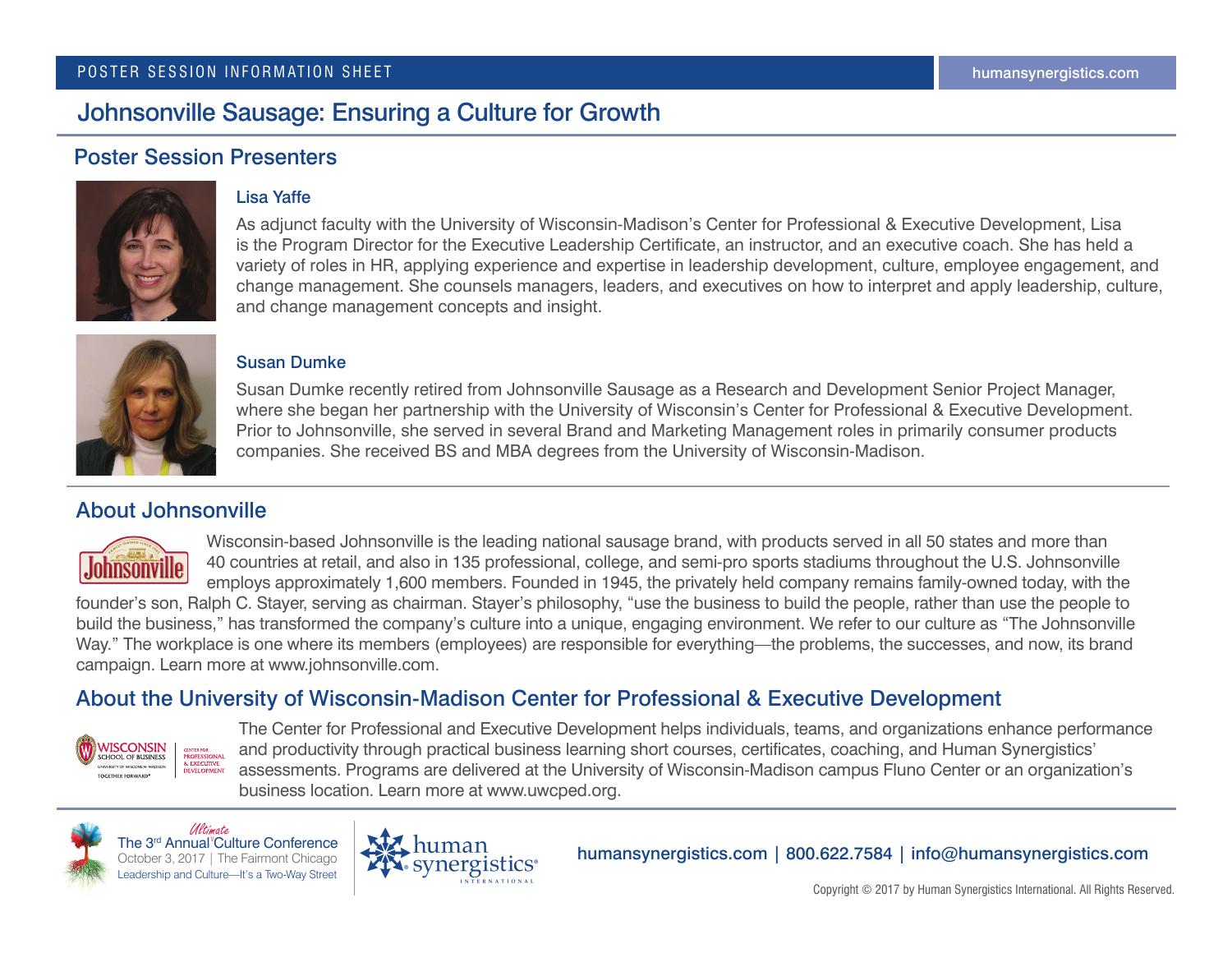POSTER SESSION INFORMATION SHEET

# Johnsonville Sausage: Ensuring a Culture for Growth

## Poster Session Presenters

### Lisa Yaffe

As adjunct faculty with the University of Wisconsin-Madison's Center for Professional & Executive Development, Lisa is the Program Director for the Executive Leadership Certificate, an instructor, and an executive coach. She has held a variety of roles in HR, applying experience and expertise in leadership development, culture, employee engagement, and change management. She counsels managers, leaders, and executives on how to interpret and apply leadership, culture, and change management concepts and insight.

### Susan Dumke

Susan Dumke recently retired from Johnsonville Sausage as a Research and Development Senior Project Manager, where she began her partnership with the University of Wisconsin's Center for Professional & Executive Development. Prior to Johnsonville, she served in several Brand and Marketing Management roles in primarily consumer products companies. She received BS and MBA degrees from the University of Wisconsin-Madison.

## About Johnsonville

Wisconsin-based Johnsonville is the leading national sausage brand, with products served in all 50 states and more than 40 countries at retail, and also in 135 professional, college, and semi-pro sports stadiums throughout the U.S. Johnsonville employs approximately 1,600 members. Founded in 1945, the privately held company remains family-owned today, with the founder's son, Ralph C. Stayer, serving as chairman. Stayer's philosophy, "use the business to build the people, rather than use the people to build the business," has transformed the company's culture into a unique, engaging environment. We refer to our culture as "The Johnsonville Way." The workplace is one where its members (employees) are responsible for everything—the problems, the successes, and now, its brand campaign. Learn more at www.johnsonville.com.

## About the University of Wisconsin-Madison Center for Professional & Executive Development

The Center for Professional and Executive Development helps individuals, teams, and organizations enhance performance and productivity through practical business learning short courses, certificates, coaching, and Human Synergistics' assessments. Programs are delivered at the University of Wisconsin-Madison campus Fluno Center or an organization's business location. Learn more at www.uwcped.org.

The 3rd Annual Ultimate Culture Conference
October 3, 2017 | The Fairmont Chicago
Leadership and Culture—It's a Two-Way Street

humansynergistics.com | 800.622.7584 | info@humansynergistics.com

Copyright © 2017 by Human Synergistics International. All Rights Reserved.